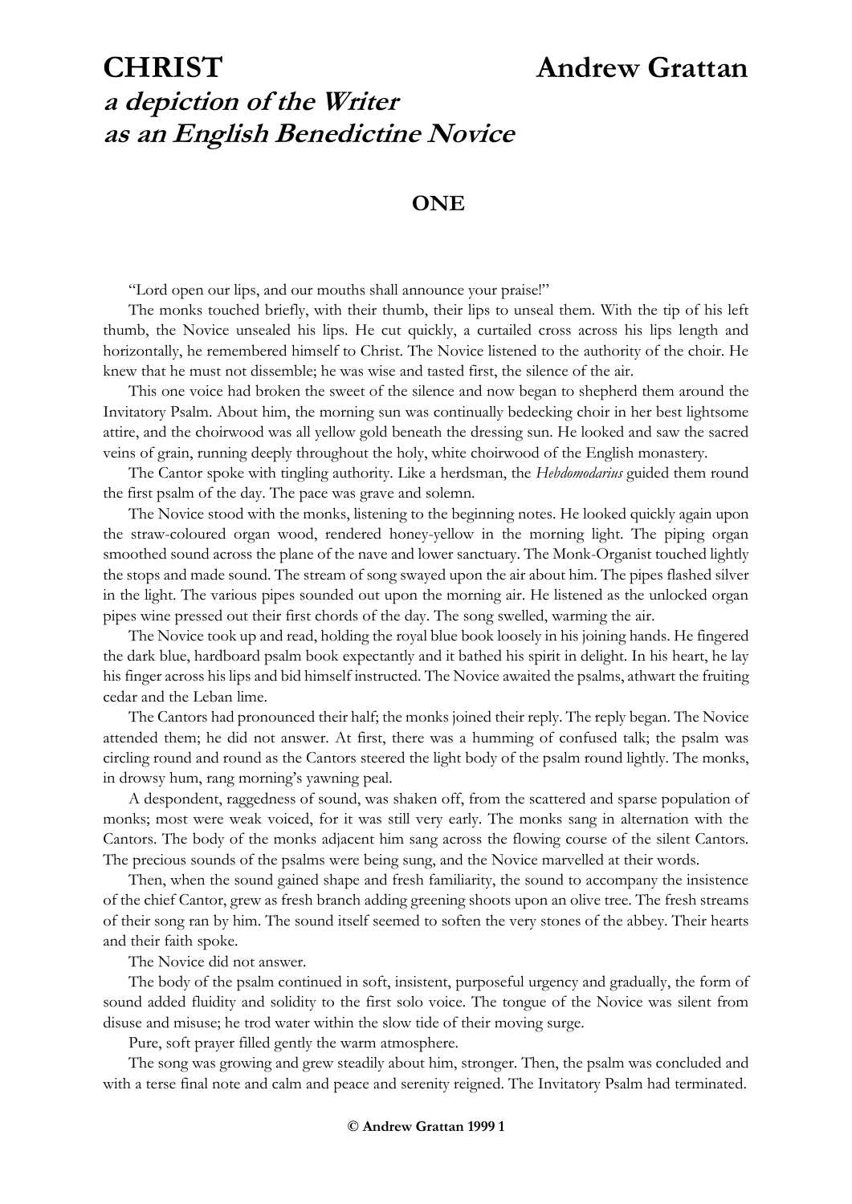# CHRIST

**Andrew Grattan**

## *a depiction of the Writer as an English Benedictine Novice*

### ONE

"Lord open our lips, and our mouths shall announce your praise!"

The monks touched briefly, with their thumb, their lips to unseal them. With the tip of his left thumb, the Novice unsealed his lips. He cut quickly, a curtailed cross across his lips length and horizontally, he remembered himself to Christ. The Novice listened to the authority of the choir. He knew that he must not dissemble; he was wise and tasted first, the silence of the air.

This one voice had broken the sweet of the silence and now began to shepherd them around the Invitatory Psalm. About him, the morning sun was continually bedecking choir in her best lightsome attire, and the choirwood was all yellow gold beneath the dressing sun. He looked and saw the sacred veins of grain, running deeply throughout the holy, white choirwood of the English monastery.

The Cantor spoke with tingling authority. Like a herdsman, the *Hebdomodarius* guided them round the first psalm of the day. The pace was grave and solemn.

The Novice stood with the monks, listening to the beginning notes. He looked quickly again upon the straw-coloured organ wood, rendered honey-yellow in the morning light. The piping organ smoothed sound across the plane of the nave and lower sanctuary. The Monk-Organist touched lightly the stops and made sound. The stream of song swayed upon the air about him. The pipes flashed silver in the light. The various pipes sounded out upon the morning air. He listened as the unlocked organ pipes wine pressed out their first chords of the day. The song swelled, warming the air.

The Novice took up and read, holding the royal blue book loosely in his joining hands. He fingered the dark blue, hardboard psalm book expectantly and it bathed his spirit in delight. In his heart, he lay his finger across his lips and bid himself instructed. The Novice awaited the psalms, athwart the fruiting cedar and the Leban lime.

The Cantors had pronounced their half; the monks joined their reply. The reply began. The Novice attended them; he did not answer. At first, there was a humming of confused talk; the psalm was circling round and round as the Cantors steered the light body of the psalm round lightly. The monks, in drowsy hum, rang morning's yawning peal.

A despondent, raggedness of sound, was shaken off, from the scattered and sparse population of monks; most were weak voiced, for it was still very early. The monks sang in alternation with the Cantors. The body of the monks adjacent him sang across the flowing course of the silent Cantors. The precious sounds of the psalms were being sung, and the Novice marvelled at their words.

Then, when the sound gained shape and fresh familiarity, the sound to accompany the insistence of the chief Cantor, grew as fresh branch adding greening shoots upon an olive tree. The fresh streams of their song ran by him. The sound itself seemed to soften the very stones of the abbey. Their hearts and their faith spoke.

The Novice did not answer.

The body of the psalm continued in soft, insistent, purposeful urgency and gradually, the form of sound added fluidity and solidity to the first solo voice. The tongue of the Novice was silent from disuse and misuse; he trod water within the slow tide of their moving surge.

Pure, soft prayer filled gently the warm atmosphere.

The song was growing and grew steadily about him, stronger. Then, the psalm was concluded and with a terse final note and calm and peace and serenity reigned. The Invitatory Psalm had terminated.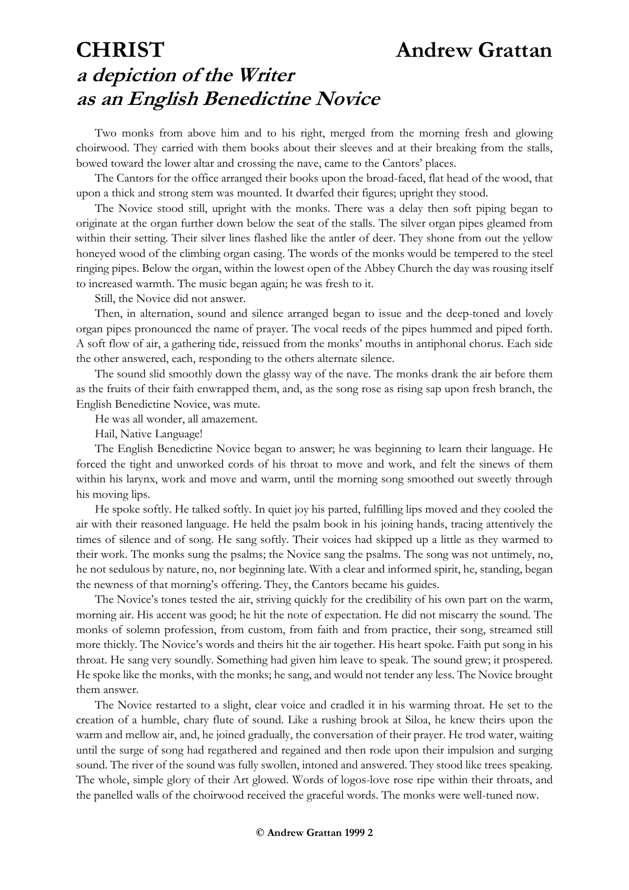# CHRIST — Andrew Grattan

## *a depiction of the Writer as an English Benedictine Novice*

Two monks from above him and to his right, merged from the morning fresh and glowing choirwood. They carried with them books about their sleeves and at their breaking from the stalls, bowed toward the lower altar and crossing the nave, came to the Cantors' places.

The Cantors for the office arranged their books upon the broad-faced, flat head of the wood, that upon a thick and strong stem was mounted. It dwarfed their figures; upright they stood.

The Novice stood still, upright with the monks. There was a delay then soft piping began to originate at the organ further down below the seat of the stalls. The silver organ pipes gleamed from within their setting. Their silver lines flashed like the antler of deer. They shone from out the yellow honeyed wood of the climbing organ casing. The words of the monks would be tempered to the steel ringing pipes. Below the organ, within the lowest open of the Abbey Church the day was rousing itself to increased warmth. The music began again; he was fresh to it.

Still, the Novice did not answer.

Then, in alternation, sound and silence arranged began to issue and the deep-toned and lovely organ pipes pronounced the name of prayer. The vocal reeds of the pipes hummed and piped forth. A soft flow of air, a gathering tide, reissued from the monks' mouths in antiphonal chorus. Each side the other answered, each, responding to the others alternate silence.

The sound slid smoothly down the glassy way of the nave. The monks drank the air before them as the fruits of their faith enwrapped them, and, as the song rose as rising sap upon fresh branch, the English Benedictine Novice, was mute.

He was all wonder, all amazement.

Hail, Native Language!

The English Benedictine Novice began to answer; he was beginning to learn their language. He forced the tight and unworked cords of his throat to move and work, and felt the sinews of them within his larynx, work and move and warm, until the morning song smoothed out sweetly through his moving lips.

He spoke softly. He talked softly. In quiet joy his parted, fulfilling lips moved and they cooled the air with their reasoned language. He held the psalm book in his joining hands, tracing attentively the times of silence and of song. He sang softly. Their voices had skipped up a little as they warmed to their work. The monks sung the psalms; the Novice sang the psalms. The song was not untimely, no, he not sedulous by nature, no, nor beginning late. With a clear and informed spirit, he, standing, began the newness of that morning's offering. They, the Cantors became his guides.

The Novice's tones tested the air, striving quickly for the credibility of his own part on the warm, morning air. His accent was good; he hit the note of expectation. He did not miscarry the sound. The monks of solemn profession, from custom, from faith and from practice, their song, streamed still more thickly. The Novice's words and theirs hit the air together. His heart spoke. Faith put song in his throat. He sang very soundly. Something had given him leave to speak. The sound grew; it prospered. He spoke like the monks, with the monks; he sang, and would not tender any less. The Novice brought them answer.

The Novice restarted to a slight, clear voice and cradled it in his warming throat. He set to the creation of a humble, chary flute of sound. Like a rushing brook at Siloa, he knew theirs upon the warm and mellow air, and, he joined gradually, the conversation of their prayer. He trod water, waiting until the surge of song had regathered and regained and then rode upon their impulsion and surging sound. The river of the sound was fully swollen, intoned and answered. They stood like trees speaking. The whole, simple glory of their Art glowed. Words of logos-love rose ripe within their throats, and the panelled walls of the choirwood received the graceful words. The monks were well-tuned now.

**© Andrew Grattan 1999**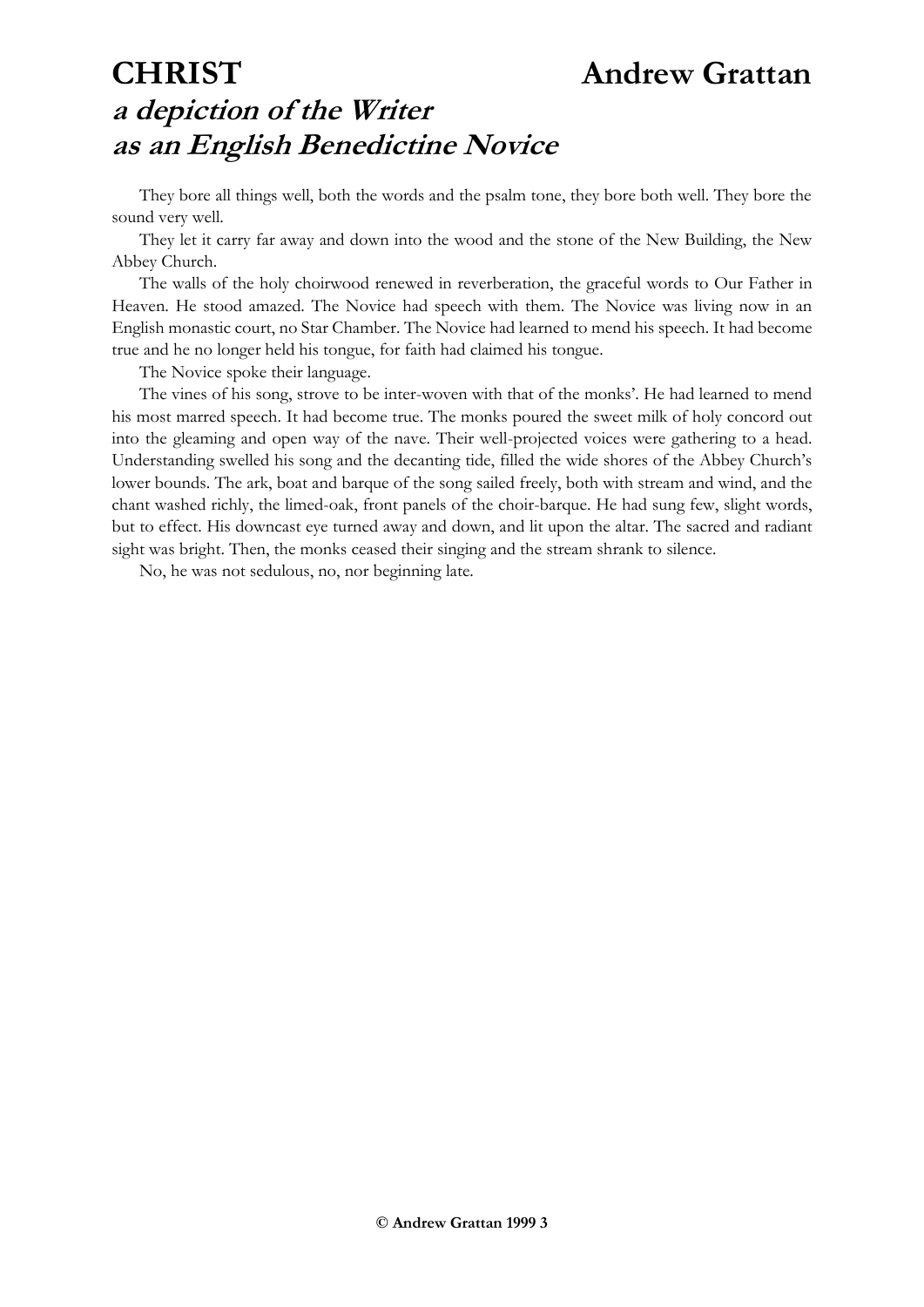# CHRIST — Andrew Grattan

## *a depiction of the Writer as an English Benedictine Novice*

They bore all things well, both the words and the psalm tone, they bore both well. They bore the sound very well.

They let it carry far away and down into the wood and the stone of the New Building, the New Abbey Church.

The walls of the holy choirwood renewed in reverberation, the graceful words to Our Father in Heaven. He stood amazed. The Novice had speech with them. The Novice was living now in an English monastic court, no Star Chamber. The Novice had learned to mend his speech. It had become true and he no longer held his tongue, for faith had claimed his tongue.

The Novice spoke their language.

The vines of his song, strove to be inter-woven with that of the monks'. He had learned to mend his most marred speech. It had become true. The monks poured the sweet milk of holy concord out into the gleaming and open way of the nave. Their well-projected voices were gathering to a head. Understanding swelled his song and the decanting tide, filled the wide shores of the Abbey Church's lower bounds. The ark, boat and barque of the song sailed freely, both with stream and wind, and the chant washed richly, the limed-oak, front panels of the choir-barque. He had sung few, slight words, but to effect. His downcast eye turned away and down, and lit upon the altar. The sacred and radiant sight was bright. Then, the monks ceased their singing and the stream shrank to silence.

No, he was not sedulous, no, nor beginning late.

**© Andrew Grattan 1999**